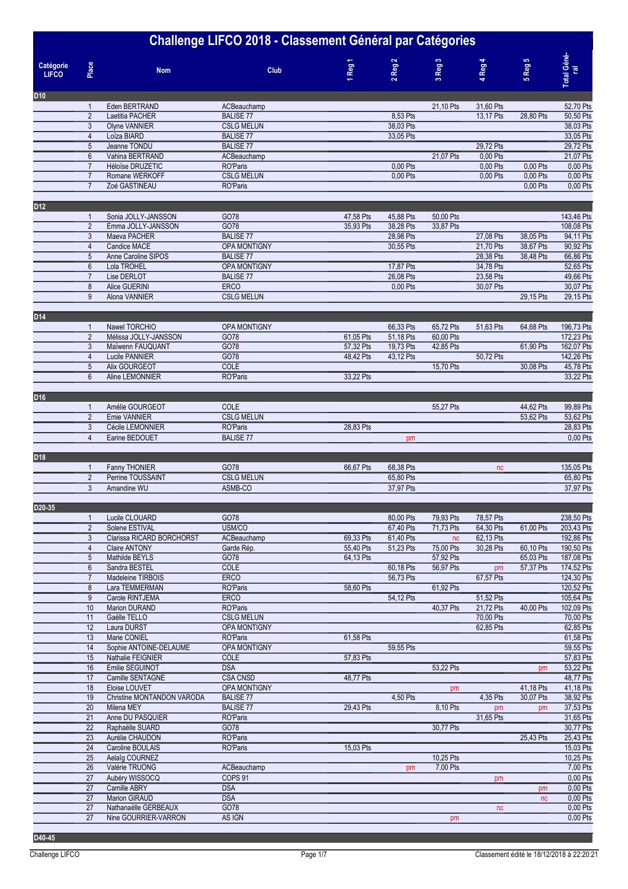# Challenge LIFCO 2018 - Classement Général par Catégories

| Catégorie LIFCO | Place | Nom | Club | 1 Reg 1 | 2 Reg 2 | 3 Reg 3 | 4 Reg 4 | 5 Reg 5 | Total Général |
|---|---|---|---|---|---|---|---|---|---|
| D10 | | | | | | | | | |
| | 1 | Eden BERTRAND | ACBeauchamp | | | 21,10 Pts | 31,60 Pts | | 52,70 Pts |
| | 2 | Laetitia PACHER | BALISE 77 | | 8,53 Pts | | 13,17 Pts | 28,80 Pts | 50,50 Pts |
| | 3 | Olyne VANNIER | CSLG MELUN | | 38,03 Pts | | | | 38,03 Pts |
| | 4 | Loïza BIARD | BALISE 77 | | 33,05 Pts | | | | 33,05 Pts |
| | 5 | Jeanne TONDU | BALISE 77 | | | | 29,72 Pts | | 29,72 Pts |
| | 6 | Vahina BERTRAND | ACBeauchamp | | | 21,07 Pts | 0,00 Pts | | 21,07 Pts |
| | 7 | Héloïse DRUZETIC | RO'Paris | | 0,00 Pts | | 0,00 Pts | 0,00 Pts | 0,00 Pts |
| | 7 | Romane WERKOFF | CSLG MELUN | | 0,00 Pts | | 0,00 Pts | 0,00 Pts | 0,00 Pts |
| | 7 | Zoé GASTINEAU | RO'Paris | | | | | 0,00 Pts | 0,00 Pts |
| D12 | | | | | | | | | |
| | 1 | Sonia JOLLY-JANSSON | GO78 | 47,58 Pts | 45,88 Pts | 50,00 Pts | | | 143,46 Pts |
| | 2 | Emma JOLLY-JANSSON | GO78 | 35,93 Pts | 38,28 Pts | 33,87 Pts | | | 108,08 Pts |
| | 3 | Maeva PACHER | BALISE 77 | | 28,98 Pts | | 27,08 Pts | 38,05 Pts | 94,11 Pts |
| | 4 | Candice MACE | OPA MONTIGNY | | 30,55 Pts | | 21,70 Pts | 38,67 Pts | 90,92 Pts |
| | 5 | Anne Caroline SIPOS | BALISE 77 | | | | 28,38 Pts | 38,48 Pts | 66,86 Pts |
| | 6 | Lola TROHEL | OPA MONTIGNY | | 17,87 Pts | | 34,78 Pts | | 52,65 Pts |
| | 7 | Lise DERLOT | BALISE 77 | | 26,08 Pts | | 23,58 Pts | | 49,66 Pts |
| | 8 | Alice GUERINI | ERCO | | 0,00 Pts | | 30,07 Pts | | 30,07 Pts |
| | 9 | Alona VANNIER | CSLG MELUN | | | | | 29,15 Pts | 29,15 Pts |
| D14 | | | | | | | | | |
| | 1 | Nawel TORCHIO | OPA MONTIGNY | | 66,33 Pts | 65,72 Pts | 51,63 Pts | 64,68 Pts | 196,73 Pts |
| | 2 | Mélissa JOLLY-JANSSON | GO78 | 61,05 Pts | 51,18 Pts | 60,00 Pts | | | 172,23 Pts |
| | 3 | Maïwenn FAUQUANT | GO78 | 57,32 Pts | 19,73 Pts | 42,85 Pts | | 61,90 Pts | 162,07 Pts |
| | 4 | Lucile PANNIER | GO78 | 48,42 Pts | 43,12 Pts | | 50,72 Pts | | 142,26 Pts |
| | 5 | Alix GOURGEOT | COLE | | | 15,70 Pts | | 30,08 Pts | 45,78 Pts |
| | 6 | Aline LEMONNIER | RO'Paris | 33,22 Pts | | | | | 33,22 Pts |
| D16 | | | | | | | | | |
| | 1 | Amélie GOURGEOT | COLE | | | 55,27 Pts | | 44,62 Pts | 99,89 Pts |
| | 2 | Emie VANNIER | CSLG MELUN | | | | | 53,62 Pts | 53,62 Pts |
| | 3 | Cécile LEMONNIER | RO'Paris | 28,83 Pts | | | | | 28,83 Pts |
| | 4 | Earine BEDOUET | BALISE 77 | | pm | | | | 0,00 Pts |
| D18 | | | | | | | | | |
| | 1 | Fanny THONIER | GO78 | 66,67 Pts | 68,38 Pts | | nc | | 135,05 Pts |
| | 2 | Perrine TOUSSAINT | CSLG MELUN | | 65,80 Pts | | | | 65,80 Pts |
| | 3 | Amandine WU | ASMB-CO | | 37,97 Pts | | | | 37,97 Pts |
| D20-35 | | | | | | | | | |
| | 1 | Lucile CLOUARD | GO78 | | 80,00 Pts | 79,93 Pts | 78,57 Pts | | 238,50 Pts |
| | 2 | Solene ESTIVAL | USM/CO | | 67,40 Pts | 71,73 Pts | 64,30 Pts | 61,00 Pts | 203,43 Pts |
| | 3 | Clarissa RICARD BORCHORST | ACBeauchamp | 69,33 Pts | 61,40 Pts | nc | 62,13 Pts | | 192,86 Pts |
| | 4 | Claire ANTONY | Garde Rép. | 55,40 Pts | 51,23 Pts | 75,00 Pts | 30,28 Pts | 60,10 Pts | 190,50 Pts |
| | 5 | Mathilde BEYLS | GO78 | 64,13 Pts | | 57,92 Pts | | 65,03 Pts | 187,08 Pts |
| | 6 | Sandra BESTEL | COLE | | 60,18 Pts | 56,97 Pts | pm | 57,37 Pts | 174,52 Pts |
| | 7 | Madeleine TIRBOIS | ERCO | | 56,73 Pts | | 67,57 Pts | | 124,30 Pts |
| | 8 | Lara TEMMERMAN | RO'Paris | 58,60 Pts | | 61,92 Pts | | | 120,52 Pts |
| | 9 | Carole RINTJEMA | ERCO | | 54,12 Pts | | 51,52 Pts | | 105,64 Pts |
| | 10 | Marion DURAND | RO'Paris | | | 40,37 Pts | 21,72 Pts | 40,00 Pts | 102,09 Pts |
| | 11 | Gaëlle TELLO | CSLG MELUN | | | | 70,00 Pts | | 70,00 Pts |
| | 12 | Laura DURST | OPA MONTIGNY | | | | 62,85 Pts | | 62,85 Pts |
| | 13 | Marie CONIEL | RO'Paris | 61,58 Pts | | | | | 61,58 Pts |
| | 14 | Sophie ANTOINE-DELAUME | OPA MONTIGNY | | 59,55 Pts | | | | 59,55 Pts |
| | 15 | Nathalie FEIGNIER | COLE | 57,83 Pts | | | | | 57,83 Pts |
| | 16 | Emilie SEGUINOT | DSA | | | 53,22 Pts | | pm | 53,22 Pts |
| | 17 | Camille SENTAGNE | CSA CNSD | 48,77 Pts | | | | | 48,77 Pts |
| | 18 | Eloise LOUVET | OPA MONTIGNY | | | pm | | 41,18 Pts | 41,18 Pts |
| | 19 | Christine MONTANDON VARODA | BALISE 77 | | 4,50 Pts | | 4,35 Pts | 30,07 Pts | 38,92 Pts |
| | 20 | Milena MEY | BALISE 77 | 29,43 Pts | | 8,10 Pts | pm | pm | 37,53 Pts |
| | 21 | Anne DU PASQUIER | RO'Paris | | | | 31,65 Pts | | 31,65 Pts |
| | 22 | Raphaëlle SUARD | GO78 | | | 30,77 Pts | | | 30,77 Pts |
| | 23 | Aurélie CHAUDON | RO'Paris | | | | | 25,43 Pts | 25,43 Pts |
| | 24 | Caroline BOULAIS | RO'Paris | 15,03 Pts | | | | | 15,03 Pts |
| | 25 | Aelaïg COURNEZ | | | | 10,25 Pts | | | 10,25 Pts |
| | 26 | Valérie TRUONG | ACBeauchamp | | pm | 7,00 Pts | | | 7,00 Pts |
| | 27 | Aubéry WISSOCQ | COPS 91 | | | | pm | | 0,00 Pts |
| | 27 | Camille ABRY | DSA | | | | | pm | 0,00 Pts |
| | 27 | Marion GIRAUD | DSA | | | | | nc | 0,00 Pts |
| | 27 | Nathanaëlle GERBEAUX | GO78 | | | | nc | | 0,00 Pts |
| | 27 | Nine GOURRIER-VARRON | AS IGN | | | pm | | | 0,00 Pts |
| D40-45 | | | | | | | | | |

Challenge LIFCO — Classement édité le 18/12/2018 à 22:20:21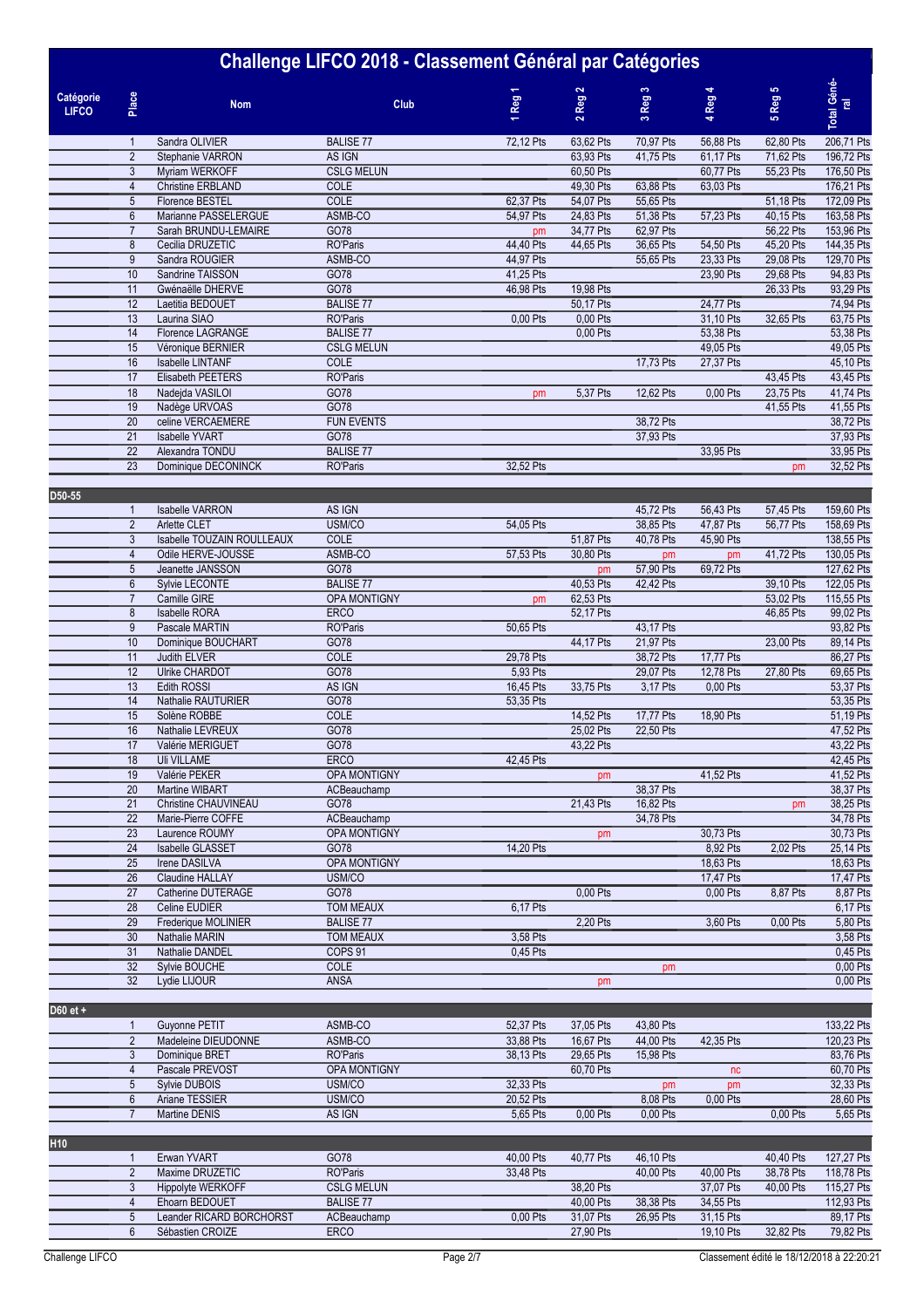# Challenge LIFCO 2018 - Classement Général par Catégories

| Catégorie LIFCO | Place | Nom | Club | 1 Reg 1 | 2 Reg 2 | 3 Reg 3 | 4 Reg 4 | 5 Reg 5 | Total Général |
|---|---|---|---|---|---|---|---|---|---|
| | 1 | Sandra OLIVIER | BALISE 77 | 72,12 Pts | 63,62 Pts | 70,97 Pts | 56,88 Pts | 62,80 Pts | 206,71 Pts |
| | 2 | Stephanie VARRON | AS IGN | | 63,93 Pts | 41,75 Pts | 61,17 Pts | 71,62 Pts | 196,72 Pts |
| | 3 | Myriam WERKOFF | CSLG MELUN | | 60,50 Pts | | 60,77 Pts | 55,23 Pts | 176,50 Pts |
| | 4 | Christine ERBLAND | COLE | | 49,30 Pts | 63,88 Pts | 63,03 Pts | | 176,21 Pts |
| | 5 | Florence BESTEL | COLE | 62,37 Pts | 54,07 Pts | 55,65 Pts | | 51,18 Pts | 172,09 Pts |
| | 6 | Marianne PASSELERGUE | ASMB-CO | 54,97 Pts | 24,83 Pts | 51,38 Pts | 57,23 Pts | 40,15 Pts | 163,58 Pts |
| | 7 | Sarah BRUNDU-LEMAIRE | GO78 | pm | 34,77 Pts | 62,97 Pts | | 56,22 Pts | 153,96 Pts |
| | 8 | Cecilia DRUZETIC | RO'Paris | 44,40 Pts | 44,65 Pts | 36,65 Pts | 54,50 Pts | 45,20 Pts | 144,35 Pts |
| | 9 | Sandra ROUGIER | ASMB-CO | 44,97 Pts | | 55,65 Pts | 23,33 Pts | 29,08 Pts | 129,70 Pts |
| | 10 | Sandrine TAISSON | GO78 | 41,25 Pts | | | 23,90 Pts | 29,68 Pts | 94,83 Pts |
| | 11 | Gwénaëlle DHERVE | GO78 | 46,98 Pts | 19,98 Pts | | | 26,33 Pts | 93,29 Pts |
| | 12 | Laetitia BEDOUET | BALISE 77 | | 50,17 Pts | | 24,77 Pts | | 74,94 Pts |
| | 13 | Laurina SIAO | RO'Paris | 0,00 Pts | 0,00 Pts | | 31,10 Pts | 32,65 Pts | 63,75 Pts |
| | 14 | Florence LAGRANGE | BALISE 77 | | 0,00 Pts | | 53,38 Pts | | 53,38 Pts |
| | 15 | Véronique BERNIER | CSLG MELUN | | | | 49,05 Pts | | 49,05 Pts |
| | 16 | Isabelle LINTANF | COLE | | | 17,73 Pts | 27,37 Pts | | 45,10 Pts |
| | 17 | Elisabeth PEETERS | RO'Paris | | | | | 43,45 Pts | 43,45 Pts |
| | 18 | Nadejda VASILOI | GO78 | pm | 5,37 Pts | 12,62 Pts | 0,00 Pts | 23,75 Pts | 41,74 Pts |
| | 19 | Nadège URVOAS | GO78 | | | | | 41,55 Pts | 41,55 Pts |
| | 20 | celine VERCAEMERE | FUN EVENTS | | | 38,72 Pts | | | 38,72 Pts |
| | 21 | Isabelle YVART | GO78 | | | 37,93 Pts | | | 37,93 Pts |
| | 22 | Alexandra TONDU | BALISE 77 | | | | 33,95 Pts | | 33,95 Pts |
| | 23 | Dominique DECONINCK | RO'Paris | 32,52 Pts | | | | pm | 32,52 Pts |
| **D50-55** | | | | | | | | | |
| | 1 | Isabelle VARRON | AS IGN | | | 45,72 Pts | 56,43 Pts | 57,45 Pts | 159,60 Pts |
| | 2 | Arlette CLET | USM/CO | 54,05 Pts | | 38,85 Pts | 47,87 Pts | 56,77 Pts | 158,69 Pts |
| | 3 | Isabelle TOUZAIN ROULLEAUX | COLE | | 51,87 Pts | 40,78 Pts | 45,90 Pts | | 138,55 Pts |
| | 4 | Odile HERVE-JOUSSE | ASMB-CO | 57,53 Pts | 30,80 Pts | pm | pm | 41,72 Pts | 130,05 Pts |
| | 5 | Jeanette JANSSON | GO78 | | pm | 57,90 Pts | 69,72 Pts | | 127,62 Pts |
| | 6 | Sylvie LECONTE | BALISE 77 | | 40,53 Pts | 42,42 Pts | | 39,10 Pts | 122,05 Pts |
| | 7 | Camille GIRE | OPA MONTIGNY | pm | 62,53 Pts | | | 53,02 Pts | 115,55 Pts |
| | 8 | Isabelle RORA | ERCO | | 52,17 Pts | | | 46,85 Pts | 99,02 Pts |
| | 9 | Pascale MARTIN | RO'Paris | 50,65 Pts | | 43,17 Pts | | | 93,82 Pts |
| | 10 | Dominique BOUCHART | GO78 | | 44,17 Pts | 21,97 Pts | | 23,00 Pts | 89,14 Pts |
| | 11 | Judith ELVER | COLE | 29,78 Pts | | 38,72 Pts | 17,77 Pts | | 86,27 Pts |
| | 12 | Ulrike CHARDOT | GO78 | 5,93 Pts | | 29,07 Pts | 12,78 Pts | 27,80 Pts | 69,65 Pts |
| | 13 | Edith ROSSI | AS IGN | 16,45 Pts | 33,75 Pts | 3,17 Pts | 0,00 Pts | | 53,37 Pts |
| | 14 | Nathalie RAUTURIER | GO78 | 53,35 Pts | | | | | 53,35 Pts |
| | 15 | Solène ROBBE | COLE | | 14,52 Pts | 17,77 Pts | 18,90 Pts | | 51,19 Pts |
| | 16 | Nathalie LEVREUX | GO78 | | 25,02 Pts | 22,50 Pts | | | 47,52 Pts |
| | 17 | Valérie MERIGUET | GO78 | | 43,22 Pts | | | | 43,22 Pts |
| | 18 | Uli VILLAME | ERCO | 42,45 Pts | | | | | 42,45 Pts |
| | 19 | Valérie PEKER | OPA MONTIGNY | | pm | | 41,52 Pts | | 41,52 Pts |
| | 20 | Martine WIBART | ACBeauchamp | | | 38,37 Pts | | | 38,37 Pts |
| | 21 | Christine CHAUVINEAU | GO78 | | 21,43 Pts | 16,82 Pts | | pm | 38,25 Pts |
| | 22 | Marie-Pierre COFFE | ACBeauchamp | | | 34,78 Pts | | | 34,78 Pts |
| | 23 | Laurence ROUMY | OPA MONTIGNY | | pm | | 30,73 Pts | | 30,73 Pts |
| | 24 | Isabelle GLASSET | GO78 | 14,20 Pts | | | 8,92 Pts | 2,02 Pts | 25,14 Pts |
| | 25 | Irene DASILVA | OPA MONTIGNY | | | | 18,63 Pts | | 18,63 Pts |
| | 26 | Claudine HALLAY | USM/CO | | | | 17,47 Pts | | 17,47 Pts |
| | 27 | Catherine DUTERAGE | GO78 | | 0,00 Pts | | 0,00 Pts | 8,87 Pts | 8,87 Pts |
| | 28 | Celine EUDIER | TOM MEAUX | 6,17 Pts | | | | | 6,17 Pts |
| | 29 | Frederique MOLINIER | BALISE 77 | | 2,20 Pts | | 3,60 Pts | 0,00 Pts | 5,80 Pts |
| | 30 | Nathalie MARIN | TOM MEAUX | 3,58 Pts | | | | | 3,58 Pts |
| | 31 | Nathalie DANDEL | COPS 91 | 0,45 Pts | | | | | 0,45 Pts |
| | 32 | Sylvie BOUCHE | COLE | | | pm | | | 0,00 Pts |
| | 32 | Lydie LIJOUR | ANSA | | pm | | | | 0,00 Pts |
| **D60 et +** | | | | | | | | | |
| | 1 | Guyonne PETIT | ASMB-CO | 52,37 Pts | 37,05 Pts | 43,80 Pts | | | 133,22 Pts |
| | 2 | Madeleine DIEUDONNE | ASMB-CO | 33,88 Pts | 16,67 Pts | 44,00 Pts | 42,35 Pts | | 120,23 Pts |
| | 3 | Dominique BRET | RO'Paris | 38,13 Pts | 29,65 Pts | 15,98 Pts | | | 83,76 Pts |
| | 4 | Pascale PREVOST | OPA MONTIGNY | | 60,70 Pts | | nc | | 60,70 Pts |
| | 5 | Sylvie DUBOIS | USM/CO | 32,33 Pts | | pm | pm | | 32,33 Pts |
| | 6 | Ariane TESSIER | USM/CO | 20,52 Pts | | 8,08 Pts | 0,00 Pts | | 28,60 Pts |
| | 7 | Martine DENIS | AS IGN | 5,65 Pts | 0,00 Pts | 0,00 Pts | | 0,00 Pts | 5,65 Pts |
| **H10** | | | | | | | | | |
| | 1 | Erwan YVART | GO78 | 40,00 Pts | 40,77 Pts | 46,10 Pts | | 40,40 Pts | 127,27 Pts |
| | 2 | Maxime DRUZETIC | RO'Paris | 33,48 Pts | | 40,00 Pts | 40,00 Pts | 38,78 Pts | 118,78 Pts |
| | 3 | Hippolyte WERKOFF | CSLG MELUN | | 38,20 Pts | | 37,07 Pts | 40,00 Pts | 115,27 Pts |
| | 4 | Ehoarn BEDOUET | BALISE 77 | | 40,00 Pts | 38,38 Pts | 34,55 Pts | | 112,93 Pts |
| | 5 | Leander RICARD BORCHORST | ACBeauchamp | 0,00 Pts | 31,07 Pts | 26,95 Pts | 31,15 Pts | | 89,17 Pts |
| | 6 | Sébastien CROIZE | ERCO | | 27,90 Pts | | 19,10 Pts | 32,82 Pts | 79,82 Pts |

Classement édité le 18/12/2018 à 22:20:21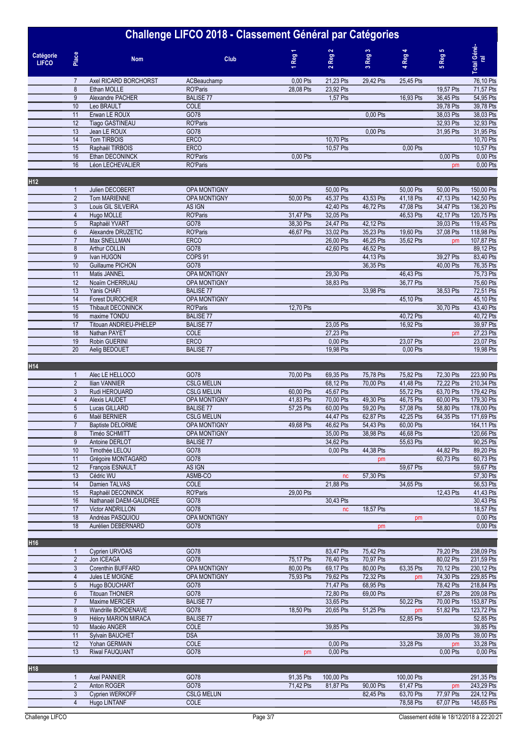# Challenge LIFCO 2018 - Classement Général par Catégories

| Catégorie LIFCO | Place | Nom | Club | 1 Reg 1 | 2 Reg 2 | 3 Reg 3 | 4 Reg 4 | 5 Reg 5 | Total Général |
|---|---|---|---|---|---|---|---|---|---|
| | 7 | Axel RICARD BORCHORST | ACBeauchamp | 0,00 Pts | 21,23 Pts | 29,42 Pts | 25,45 Pts | | 76,10 Pts |
| | 8 | Ethan MOLLE | RO'Paris | 28,08 Pts | 23,92 Pts | | | 19,57 Pts | 71,57 Pts |
| | 9 | Alexandre PACHER | BALISE 77 | | 1,57 Pts | | 16,93 Pts | 36,45 Pts | 54,95 Pts |
| | 10 | Leo BRAULT | COLE | | | | | 39,78 Pts | 39,78 Pts |
| | 11 | Erwan LE ROUX | GO78 | | | 0,00 Pts | | 38,03 Pts | 38,03 Pts |
| | 12 | Tiago GASTINEAU | RO'Paris | | | | | 32,93 Pts | 32,93 Pts |
| | 13 | Jean LE ROUX | GO78 | | | 0,00 Pts | | 31,95 Pts | 31,95 Pts |
| | 14 | Tom TIRBOIS | ERCO | | 10,70 Pts | | | | 10,70 Pts |
| | 15 | Raphaël TIRBOIS | ERCO | | 10,57 Pts | | 0,00 Pts | | 10,57 Pts |
| | 16 | Ethan DECONINCK | RO'Paris | 0,00 Pts | | | | 0,00 Pts | 0,00 Pts |
| | 16 | Léon LECHEVALIER | RO'Paris | | | | | pm | 0,00 Pts |
| **H12** | | | | | | | | | |
| | 1 | Julien DECOBERT | OPA MONTIGNY | | 50,00 Pts | | 50,00 Pts | 50,00 Pts | 150,00 Pts |
| | 2 | Tom MARIENNE | OPA MONTIGNY | 50,00 Pts | 45,37 Pts | 43,53 Pts | 41,18 Pts | 47,13 Pts | 142,50 Pts |
| | 3 | Louis GIL SILVEIRA | AS IGN | | 42,40 Pts | 46,72 Pts | 47,08 Pts | 34,47 Pts | 136,20 Pts |
| | 4 | Hugo MOLLE | RO'Paris | 31,47 Pts | 32,05 Pts | | 46,53 Pts | 42,17 Pts | 120,75 Pts |
| | 5 | Raphaël YVART | GO78 | 38,30 Pts | 24,47 Pts | 42,12 Pts | | 39,03 Pts | 119,45 Pts |
| | 6 | Alexandre DRUZETIC | RO'Paris | 46,67 Pts | 33,02 Pts | 35,23 Pts | 19,60 Pts | 37,08 Pts | 118,98 Pts |
| | 7 | Max SNELLMAN | ERCO | | 26,00 Pts | 46,25 Pts | 35,62 Pts | pm | 107,87 Pts |
| | 8 | Arthur COLLIN | GO78 | | 42,60 Pts | 46,52 Pts | | | 89,12 Pts |
| | 9 | Ivan HUGON | COPS 91 | | | 44,13 Pts | | 39,27 Pts | 83,40 Pts |
| | 10 | Guillaume PICHON | GO78 | | | 36,35 Pts | | 40,00 Pts | 76,35 Pts |
| | 11 | Matis JANNEL | OPA MONTIGNY | | 29,30 Pts | | 46,43 Pts | | 75,73 Pts |
| | 12 | Noaïm CHERRUAU | OPA MONTIGNY | | 38,83 Pts | | 36,77 Pts | | 75,60 Pts |
| | 13 | Yanis CHAFI | BALISE 77 | | | 33,98 Pts | | 38,53 Pts | 72,51 Pts |
| | 14 | Forest DUROCHER | OPA MONTIGNY | | | | 45,10 Pts | | 45,10 Pts |
| | 15 | Thibault DECONINCK | RO'Paris | 12,70 Pts | | | | 30,70 Pts | 43,40 Pts |
| | 16 | maxime TONDU | BALISE 77 | | | | 40,72 Pts | | 40,72 Pts |
| | 17 | Titouan ANDRIEU-PHELEP | BALISE 77 | | 23,05 Pts | | 16,92 Pts | | 39,97 Pts |
| | 18 | Nathan PAYET | COLE | | 27,23 Pts | | | pm | 27,23 Pts |
| | 19 | Robin GUERINI | ERCO | | 0,00 Pts | | 23,07 Pts | | 23,07 Pts |
| | 20 | Aelig BEDOUET | BALISE 77 | | 19,98 Pts | | 0,00 Pts | | 19,98 Pts |
| **H14** | | | | | | | | | |
| | 1 | Alec LE HELLOCO | GO78 | 70,00 Pts | 69,35 Pts | 75,78 Pts | 75,82 Pts | 72,30 Pts | 223,90 Pts |
| | 2 | Ilian VANNIER | CSLG MELUN | | 68,12 Pts | 70,00 Pts | 41,48 Pts | 72,22 Pts | 210,34 Pts |
| | 3 | Rudi HEROUARD | CSLG MELUN | 60,00 Pts | 45,67 Pts | | 55,72 Pts | 63,70 Pts | 179,42 Pts |
| | 4 | Alexis LAUDET | OPA MONTIGNY | 41,83 Pts | 70,00 Pts | 49,30 Pts | 46,75 Pts | 60,00 Pts | 179,30 Pts |
| | 5 | Lucas GILLARD | BALISE 77 | 57,25 Pts | 60,00 Pts | 59,20 Pts | 57,08 Pts | 58,80 Pts | 178,00 Pts |
| | 6 | Maël BERNIER | CSLG MELUN | | 44,47 Pts | 62,87 Pts | 42,25 Pts | 64,35 Pts | 171,69 Pts |
| | 7 | Baptiste DELORME | OPA MONTIGNY | 49,68 Pts | 46,62 Pts | 54,43 Pts | 60,00 Pts | | 164,11 Pts |
| | 8 | Timéo SCHMITT | OPA MONTIGNY | | 35,00 Pts | 38,98 Pts | 46,68 Pts | | 120,66 Pts |
| | 9 | Antoine DERLOT | BALISE 77 | | 34,62 Pts | | 55,63 Pts | | 90,25 Pts |
| | 10 | Timothée LELOU | GO78 | | 0,00 Pts | 44,38 Pts | | 44,82 Pts | 89,20 Pts |
| | 11 | Grégoire MONTAGARD | GO78 | | | pm | | 60,73 Pts | 60,73 Pts |
| | 12 | François ESNAULT | AS IGN | | | | 59,67 Pts | | 59,67 Pts |
| | 13 | Cédric WU | ASMB-CO | | nc | 57,30 Pts | | | 57,30 Pts |
| | 14 | Damien TALVAS | COLE | | 21,88 Pts | | 34,65 Pts | | 56,53 Pts |
| | 15 | Raphaël DECONINCK | RO'Paris | 29,00 Pts | | | | 12,43 Pts | 41,43 Pts |
| | 16 | Nathanaël DAEM-GAUDREE | GO78 | | 30,43 Pts | | | | 30,43 Pts |
| | 17 | Victor ANDRILLON | GO78 | | nc | 18,57 Pts | | | 18,57 Pts |
| | 18 | Andréas PASQUIOU | OPA MONTIGNY | | | | pm | | 0,00 Pts |
| | 18 | Aurélien DEBERNARD | GO78 | | | pm | | | 0,00 Pts |
| **H16** | | | | | | | | | |
| | 1 | Cyprien URVOAS | GO78 | | 83,47 Pts | 75,42 Pts | | 79,20 Pts | 238,09 Pts |
| | 2 | Jon ICEAGA | GO78 | 75,17 Pts | 76,40 Pts | 70,97 Pts | | 80,02 Pts | 231,59 Pts |
| | 3 | Corenthin BUFFARD | OPA MONTIGNY | 80,00 Pts | 69,17 Pts | 80,00 Pts | 63,35 Pts | 70,12 Pts | 230,12 Pts |
| | 4 | Jules LE MOIGNE | OPA MONTIGNY | 75,93 Pts | 79,62 Pts | 72,32 Pts | pm | 74,30 Pts | 229,85 Pts |
| | 5 | Hugo BOUCHART | GO78 | | 71,47 Pts | 68,95 Pts | | 78,42 Pts | 218,84 Pts |
| | 6 | Titouan THONIER | GO78 | | 72,80 Pts | 69,00 Pts | | 67,28 Pts | 209,08 Pts |
| | 7 | Maxime MERCIER | BALISE 77 | | 33,65 Pts | | 50,22 Pts | 70,00 Pts | 153,87 Pts |
| | 8 | Wandrille BORDENAVE | GO78 | 18,50 Pts | 20,65 Pts | 51,25 Pts | pm | 51,82 Pts | 123,72 Pts |
| | 9 | Hélory MARION MIRACA | BALISE 77 | | | | 52,85 Pts | | 52,85 Pts |
| | 10 | Macéo ANGER | COLE | | 39,85 Pts | | | | 39,85 Pts |
| | 11 | Sylvain BAUCHET | DSA | | | | | 39,00 Pts | 39,00 Pts |
| | 12 | Yohan GERMAIN | COLE | | 0,00 Pts | | 33,28 Pts | pm | 33,28 Pts |
| | 13 | Riwal FAUQUANT | GO78 | pm | 0,00 Pts | | | 0,00 Pts | 0,00 Pts |
| **H18** | | | | | | | | | |
| | 1 | Axel PANNIER | GO78 | 91,35 Pts | 100,00 Pts | | 100,00 Pts | | 291,35 Pts |
| | 2 | Anton ROGER | GO78 | 71,42 Pts | 81,87 Pts | 90,00 Pts | 61,47 Pts | pm | 243,29 Pts |
| | 3 | Cyprien WERKOFF | CSLG MELUN | | | 82,45 Pts | 63,70 Pts | 77,97 Pts | 224,12 Pts |
| | 4 | Hugo LINTANF | COLE | | | | 78,58 Pts | 67,07 Pts | 145,65 Pts |

Classement édité le 18/12/2018 à 22:20:21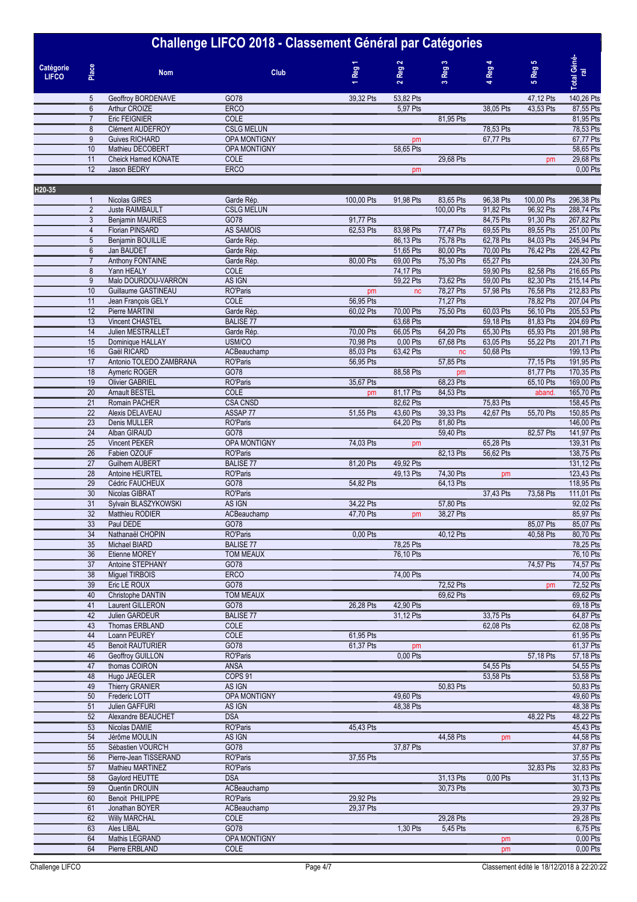# Challenge LIFCO 2018 - Classement Général par Catégories

| Catégorie LIFCO | Place | Nom | Club | 1 Reg 1 | 2 Reg 2 | 3 Reg 3 | 4 Reg 4 | 5 Reg 5 | Total Général |
|---|---|---|---|---|---|---|---|---|---|
| | 5 | Geoffroy BORDENAVE | GO78 | 39,32 Pts | 53,82 Pts | | | 47,12 Pts | 140,26 Pts |
| | 6 | Arthur CROIZE | ERCO | | 5,97 Pts | | 38,05 Pts | 43,53 Pts | 87,55 Pts |
| | 7 | Eric FEIGNIER | COLE | | | 81,95 Pts | | | 81,95 Pts |
| | 8 | Clément AUDEFROY | CSLG MELUN | | | | 78,53 Pts | | 78,53 Pts |
| | 9 | Guives RICHARD | OPA MONTIGNY | | pm | | 67,77 Pts | | 67,77 Pts |
| | 10 | Mathieu DECOBERT | OPA MONTIGNY | | 58,65 Pts | | | | 58,65 Pts |
| | 11 | Cheick Hamed KONATE | COLE | | | 29,68 Pts | | pm | 29,68 Pts |
| | 12 | Jason BEDRY | ERCO | | pm | | | | 0,00 Pts |
| H20-35 | | | | | | | | | |
| | 1 | Nicolas GIRES | Garde Rép. | 100,00 Pts | 91,98 Pts | 83,65 Pts | 96,38 Pts | 100,00 Pts | 296,38 Pts |
| | 2 | Juste RAIMBAULT | CSLG MELUN | | | 100,00 Pts | 91,82 Pts | 96,92 Pts | 288,74 Pts |
| | 3 | Benjamin MAURIES | GO78 | 91,77 Pts | | | 84,75 Pts | 91,30 Pts | 267,82 Pts |
| | 4 | Florian PINSARD | AS SAMOIS | 62,53 Pts | 83,98 Pts | 77,47 Pts | 69,55 Pts | 89,55 Pts | 251,00 Pts |
| | 5 | Benjamin BOUILLIE | Garde Rép. | | 86,13 Pts | 75,78 Pts | 62,78 Pts | 84,03 Pts | 245,94 Pts |
| | 6 | Jan BAUDET | Garde Rép. | | 51,65 Pts | 80,00 Pts | 70,00 Pts | 76,42 Pts | 226,42 Pts |
| | 7 | Anthony FONTAINE | Garde Rép. | 80,00 Pts | 69,00 Pts | 75,30 Pts | 65,27 Pts | | 224,30 Pts |
| | 8 | Yann HEALY | COLE | | 74,17 Pts | | 59,90 Pts | 82,58 Pts | 216,65 Pts |
| | 9 | Malo DOURDOU-VARRON | AS IGN | | 59,22 Pts | 73,62 Pts | 59,00 Pts | 82,30 Pts | 215,14 Pts |
| | 10 | Guillaume GASTINEAU | RO'Paris | pm | nc | 78,27 Pts | 57,98 Pts | 76,58 Pts | 212,83 Pts |
| | 11 | Jean François GELY | COLE | 56,95 Pts | | 71,27 Pts | | 78,82 Pts | 207,04 Pts |
| | 12 | Pierre MARTINI | Garde Rép. | 60,02 Pts | 70,00 Pts | 75,50 Pts | 60,03 Pts | 56,10 Pts | 205,53 Pts |
| | 13 | Vincent CHASTEL | BALISE 77 | | 63,68 Pts | | 59,18 Pts | 81,83 Pts | 204,69 Pts |
| | 14 | Julien MESTRALLET | Garde Rép. | 70,00 Pts | 66,05 Pts | 64,20 Pts | 65,30 Pts | 65,93 Pts | 201,98 Pts |
| | 15 | Dominique HALLAY | USM/CO | 70,98 Pts | 0,00 Pts | 67,68 Pts | 63,05 Pts | 55,22 Pts | 201,71 Pts |
| | 16 | Gaël RICARD | ACBeauchamp | 85,03 Pts | 63,42 Pts | nc | 50,68 Pts | | 199,13 Pts |
| | 17 | Antonio TOLEDO ZAMBRANA | RO'Paris | 56,95 Pts | | 57,85 Pts | | 77,15 Pts | 191,95 Pts |
| | 18 | Aymeric ROGER | GO78 | | 88,58 Pts | pm | | 81,77 Pts | 170,35 Pts |
| | 19 | Olivier GABRIEL | RO'Paris | 35,67 Pts | | 68,23 Pts | | 65,10 Pts | 169,00 Pts |
| | 20 | Arnault BESTEL | COLE | pm | 81,17 Pts | 84,53 Pts | | aband. | 165,70 Pts |
| | 21 | Romain PACHER | CSA CNSD | | 82,62 Pts | | 75,83 Pts | | 158,45 Pts |
| | 22 | Alexis DELAVEAU | ASSAP 77 | 51,55 Pts | 43,60 Pts | 39,33 Pts | 42,67 Pts | 55,70 Pts | 150,85 Pts |
| | 23 | Denis MULLER | RO'Paris | | 64,20 Pts | 81,80 Pts | | | 146,00 Pts |
| | 24 | Alban GIRAUD | GO78 | | | 59,40 Pts | | 82,57 Pts | 141,97 Pts |
| | 25 | Vincent PEKER | OPA MONTIGNY | 74,03 Pts | pm | | 65,28 Pts | | 139,31 Pts |
| | 26 | Fabien OZOUF | RO'Paris | | | 82,13 Pts | 56,62 Pts | | 138,75 Pts |
| | 27 | Guilhem AUBERT | BALISE 77 | 81,20 Pts | 49,92 Pts | | | | 131,12 Pts |
| | 28 | Antoine HEURTEL | RO'Paris | | 49,13 Pts | 74,30 Pts | pm | | 123,43 Pts |
| | 29 | Cédric FAUCHEUX | GO78 | 54,82 Pts | | 64,13 Pts | | | 118,95 Pts |
| | 30 | Nicolas GIBRAT | RO'Paris | | | | 37,43 Pts | 73,58 Pts | 111,01 Pts |
| | 31 | Sylvain BLASZYKOWSKI | AS IGN | 34,22 Pts | | 57,80 Pts | | | 92,02 Pts |
| | 32 | Matthieu RODIER | ACBeauchamp | 47,70 Pts | pm | 38,27 Pts | | | 85,97 Pts |
| | 33 | Paul DEDE | GO78 | | | | | 85,07 Pts | 85,07 Pts |
| | 34 | Nathanaël CHOPIN | RO'Paris | 0,00 Pts | | 40,12 Pts | | 40,58 Pts | 80,70 Pts |
| | 35 | Michael BIARD | BALISE 77 | | 78,25 Pts | | | | 78,25 Pts |
| | 36 | Etienne MOREY | TOM MEAUX | | 76,10 Pts | | | | 76,10 Pts |
| | 37 | Antoine STEPHANY | GO78 | | | | | 74,57 Pts | 74,57 Pts |
| | 38 | Miguel TIRBOIS | ERCO | | 74,00 Pts | | | | 74,00 Pts |
| | 39 | Eric LE ROUX | GO78 | | | 72,52 Pts | | pm | 72,52 Pts |
| | 40 | Christophe DANTIN | TOM MEAUX | | | 69,62 Pts | | | 69,62 Pts |
| | 41 | Laurent GILLERON | GO78 | 26,28 Pts | 42,90 Pts | | | | 69,18 Pts |
| | 42 | Julien GARDEUR | BALISE 77 | | 31,12 Pts | | 33,75 Pts | | 64,87 Pts |
| | 43 | Thomas ERBLAND | COLE | | | | 62,08 Pts | | 62,08 Pts |
| | 44 | Loann PEUREY | COLE | 61,95 Pts | | | | | 61,95 Pts |
| | 45 | Benoit RAUTURIER | GO78 | 61,37 Pts | pm | | | | 61,37 Pts |
| | 46 | Geoffroy GUILLON | RO'Paris | | 0,00 Pts | | | 57,18 Pts | 57,18 Pts |
| | 47 | thomas COIRON | ANSA | | | | 54,55 Pts | | 54,55 Pts |
| | 48 | Hugo JAEGLER | COPS 91 | | | | 53,58 Pts | | 53,58 Pts |
| | 49 | Thierry GRANIER | AS IGN | | | 50,83 Pts | | | 50,83 Pts |
| | 50 | Frederic LOTT | OPA MONTIGNY | | 49,60 Pts | | | | 49,60 Pts |
| | 51 | Julien GAFFURI | AS IGN | | 48,38 Pts | | | | 48,38 Pts |
| | 52 | Alexandre BEAUCHET | DSA | | | | | 48,22 Pts | 48,22 Pts |
| | 53 | Nicolas DAMIE | RO'Paris | 45,43 Pts | | | | | 45,43 Pts |
| | 54 | Jérôme MOULIN | AS IGN | | | 44,58 Pts | pm | | 44,58 Pts |
| | 55 | Sébastien VOURC'H | GO78 | | 37,87 Pts | | | | 37,87 Pts |
| | 56 | Pierre-Jean TISSERAND | RO'Paris | 37,55 Pts | | | | | 37,55 Pts |
| | 57 | Mathieu MARTINEZ | RO'Paris | | | | | 32,83 Pts | 32,83 Pts |
| | 58 | Gaylord HEUTTE | DSA | | | 31,13 Pts | 0,00 Pts | | 31,13 Pts |
| | 59 | Quentin DROUIN | ACBeauchamp | | | 30,73 Pts | | | 30,73 Pts |
| | 60 | Benoit PHILIPPE | RO'Paris | 29,92 Pts | | | | | 29,92 Pts |
| | 61 | Jonathan BOYER | ACBeauchamp | 29,37 Pts | | | | | 29,37 Pts |
| | 62 | Willy MARCHAL | COLE | | | 29,28 Pts | | | 29,28 Pts |
| | 63 | Ales LIBAL | GO78 | | 1,30 Pts | 5,45 Pts | | | 6,75 Pts |
| | 64 | Mathis LEGRAND | OPA MONTIGNY | | | | pm | | 0,00 Pts |
| | 64 | Pierre ERBLAND | COLE | | | | pm | | 0,00 Pts |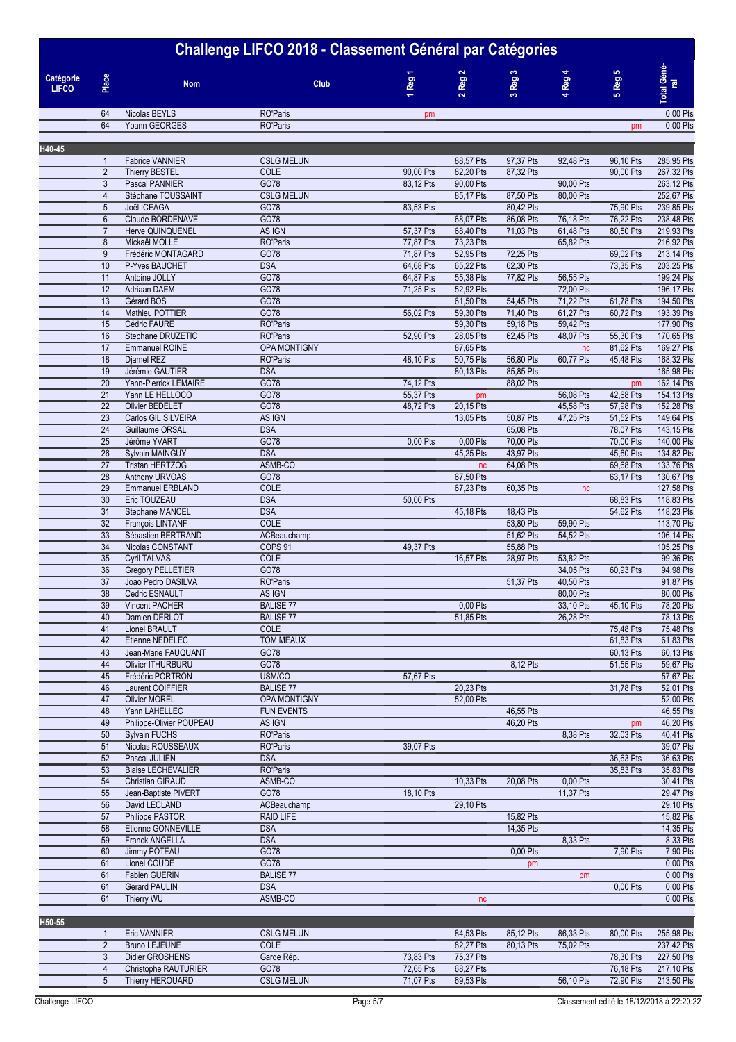# Challenge LIFCO 2018 - Classement Général par Catégories

| Catégorie LIFCO | Place | Nom | Club | 1 Reg 1 | 2 Reg 2 | 3 Reg 3 | 4 Reg 4 | 5 Reg 5 | Total Général |
|---|---|---|---|---|---|---|---|---|---|
| | 64 | Nicolas BEYLS | RO'Paris | pm | | | | | 0,00 Pts |
| | 64 | Yoann GEORGES | RO'Paris | | | | | pm | 0,00 Pts |
| **H40-45** | | | | | | | | | |
| | 1 | Fabrice VANNIER | CSLG MELUN | | 88,57 Pts | 97,37 Pts | 92,48 Pts | 96,10 Pts | 285,95 Pts |
| | 2 | Thierry BESTEL | COLE | 90,00 Pts | 82,20 Pts | 87,32 Pts | | 90,00 Pts | 267,32 Pts |
| | 3 | Pascal PANNIER | GO78 | 83,12 Pts | 90,00 Pts | | 90,00 Pts | | 263,12 Pts |
| | 4 | Stéphane TOUSSAINT | CSLG MELUN | | 85,17 Pts | 87,50 Pts | 80,00 Pts | | 252,67 Pts |
| | 5 | Joël ICEAGA | GO78 | 83,53 Pts | | 80,42 Pts | | 75,90 Pts | 239,85 Pts |
| | 6 | Claude BORDENAVE | GO78 | | 68,07 Pts | 86,08 Pts | 76,18 Pts | 76,22 Pts | 238,48 Pts |
| | 7 | Herve QUINQUENEL | AS IGN | 57,37 Pts | 68,40 Pts | 71,03 Pts | 61,48 Pts | 80,50 Pts | 219,93 Pts |
| | 8 | Mickaël MOLLE | RO'Paris | 77,87 Pts | 73,23 Pts | | 65,82 Pts | | 216,92 Pts |
| | 9 | Frédéric MONTAGARD | GO78 | 71,87 Pts | 52,95 Pts | 72,25 Pts | | 69,02 Pts | 213,14 Pts |
| | 10 | P-Yves BAUCHET | DSA | 64,68 Pts | 65,22 Pts | 62,30 Pts | | 73,35 Pts | 203,25 Pts |
| | 11 | Antoine JOLLY | GO78 | 64,87 Pts | 55,38 Pts | 77,82 Pts | 56,55 Pts | | 199,24 Pts |
| | 12 | Adriaan DAEM | GO78 | 71,25 Pts | 52,92 Pts | | 72,00 Pts | | 196,17 Pts |
| | 13 | Gérard BOS | GO78 | | 61,50 Pts | 54,45 Pts | 71,22 Pts | 61,78 Pts | 194,50 Pts |
| | 14 | Mathieu POTTIER | GO78 | 56,02 Pts | 59,30 Pts | 71,40 Pts | 61,27 Pts | 60,72 Pts | 193,39 Pts |
| | 15 | Cédric FAURE | RO'Paris | | 59,30 Pts | 59,18 Pts | 59,42 Pts | | 177,90 Pts |
| | 16 | Stephane DRUZETIC | RO'Paris | 52,90 Pts | 28,05 Pts | 62,45 Pts | 48,07 Pts | 55,30 Pts | 170,65 Pts |
| | 17 | Emmanuel ROINE | OPA MONTIGNY | | 87,65 Pts | | nc | 81,62 Pts | 169,27 Pts |
| | 18 | Djamel REZ | RO'Paris | 48,10 Pts | 50,75 Pts | 56,80 Pts | 60,77 Pts | 45,48 Pts | 168,32 Pts |
| | 19 | Jérémie GAUTIER | DSA | | 80,13 Pts | 85,85 Pts | | | 165,98 Pts |
| | 20 | Yann-Pierrick LEMAIRE | GO78 | 74,12 Pts | | 88,02 Pts | | pm | 162,14 Pts |
| | 21 | Yann LE HELLOCO | GO78 | 55,37 Pts | pm | | 56,08 Pts | 42,68 Pts | 154,13 Pts |
| | 22 | Olivier BEDELET | GO78 | 48,72 Pts | 20,15 Pts | | 45,58 Pts | 57,98 Pts | 152,28 Pts |
| | 23 | Carlos GIL SILVEIRA | AS IGN | | 13,05 Pts | 50,87 Pts | 47,25 Pts | 51,52 Pts | 149,64 Pts |
| | 24 | Guillaume ORSAL | DSA | | | 65,08 Pts | | 78,07 Pts | 143,15 Pts |
| | 25 | Jérôme YVART | GO78 | 0,00 Pts | 0,00 Pts | 70,00 Pts | | 70,00 Pts | 140,00 Pts |
| | 26 | Sylvain MAINGUY | DSA | | 45,25 Pts | 43,97 Pts | | 45,60 Pts | 134,82 Pts |
| | 27 | Tristan HERTZOG | ASMB-CO | | nc | 64,08 Pts | | 69,68 Pts | 133,76 Pts |
| | 28 | Anthony URVOAS | GO78 | | 67,50 Pts | | | 63,17 Pts | 130,67 Pts |
| | 29 | Emmanuel ERBLAND | COLE | | 67,23 Pts | 60,35 Pts | nc | | 127,58 Pts |
| | 30 | Eric TOUZEAU | DSA | 50,00 Pts | | | | 68,83 Pts | 118,83 Pts |
| | 31 | Stephane MANCEL | DSA | | 45,18 Pts | 18,43 Pts | | 54,62 Pts | 118,23 Pts |
| | 32 | François LINTANF | COLE | | | 53,80 Pts | 59,90 Pts | | 113,70 Pts |
| | 33 | Sébastien BERTRAND | ACBeauchamp | | | 51,62 Pts | 54,52 Pts | | 106,14 Pts |
| | 34 | Nicolas CONSTANT | COPS 91 | 49,37 Pts | | 55,88 Pts | | | 105,25 Pts |
| | 35 | Cyril TALVAS | COLE | | 16,57 Pts | 28,97 Pts | 53,82 Pts | | 99,36 Pts |
| | 36 | Gregory PELLETIER | GO78 | | | | 34,05 Pts | 60,93 Pts | 94,98 Pts |
| | 37 | Joao Pedro DASILVA | RO'Paris | | | 51,37 Pts | 40,50 Pts | | 91,87 Pts |
| | 38 | Cedric ESNAULT | AS IGN | | | | 80,00 Pts | | 80,00 Pts |
| | 39 | Vincent PACHER | BALISE 77 | | 0,00 Pts | | 33,10 Pts | 45,10 Pts | 78,20 Pts |
| | 40 | Damien DERLOT | BALISE 77 | | 51,85 Pts | | 26,28 Pts | | 78,13 Pts |
| | 41 | Lionel BRAULT | COLE | | | | | 75,48 Pts | 75,48 Pts |
| | 42 | Etienne NEDELEC | TOM MEAUX | | | | | 61,83 Pts | 61,83 Pts |
| | 43 | Jean-Marie FAUQUANT | GO78 | | | | | 60,13 Pts | 60,13 Pts |
| | 44 | Olivier ITHURBURU | GO78 | | | 8,12 Pts | | 51,55 Pts | 59,67 Pts |
| | 45 | Frédéric PORTRON | USM/CO | 57,67 Pts | | | | | 57,67 Pts |
| | 46 | Laurent COIFFIER | BALISE 77 | | 20,23 Pts | | | 31,78 Pts | 52,01 Pts |
| | 47 | Olivier MOREL | OPA MONTIGNY | | 52,00 Pts | | | | 52,00 Pts |
| | 48 | Yann LAHELLEC | FUN EVENTS | | | 46,55 Pts | | | 46,55 Pts |
| | 49 | Philippe-Olivier POUPEAU | AS IGN | | | 46,20 Pts | | pm | 46,20 Pts |
| | 50 | Sylvain FUCHS | RO'Paris | | | | 8,38 Pts | 32,03 Pts | 40,41 Pts |
| | 51 | Nicolas ROUSSEAUX | RO'Paris | 39,07 Pts | | | | | 39,07 Pts |
| | 52 | Pascal JULIEN | DSA | | | | | 36,63 Pts | 36,63 Pts |
| | 53 | Blaise LECHEVALIER | RO'Paris | | | | | 35,83 Pts | 35,83 Pts |
| | 54 | Christian GIRAUD | ASMB-CO | | 10,33 Pts | 20,08 Pts | 0,00 Pts | | 30,41 Pts |
| | 55 | Jean-Baptiste PIVERT | GO78 | 18,10 Pts | | | 11,37 Pts | | 29,47 Pts |
| | 56 | David LECLAND | ACBeauchamp | | 29,10 Pts | | | | 29,10 Pts |
| | 57 | Philippe PASTOR | RAID LIFE | | | 15,82 Pts | | | 15,82 Pts |
| | 58 | Etienne GONNEVILLE | DSA | | | 14,35 Pts | | | 14,35 Pts |
| | 59 | Franck ANGELLA | DSA | | | | 8,33 Pts | | 8,33 Pts |
| | 60 | Jimmy POTEAU | GO78 | | | 0,00 Pts | | 7,90 Pts | 7,90 Pts |
| | 61 | Lionel COUDE | GO78 | | | pm | | | 0,00 Pts |
| | 61 | Fabien GUERIN | BALISE 77 | | | | pm | | 0,00 Pts |
| | 61 | Gerard PAULIN | DSA | | | | | 0,00 Pts | 0,00 Pts |
| | 61 | Thierry WU | ASMB-CO | | nc | | | | 0,00 Pts |
| **H50-55** | | | | | | | | | |
| | 1 | Eric VANNIER | CSLG MELUN | | 84,53 Pts | 85,12 Pts | 86,33 Pts | 80,00 Pts | 255,98 Pts |
| | 2 | Bruno LEJEUNE | COLE | | 82,27 Pts | 80,13 Pts | 75,02 Pts | | 237,42 Pts |
| | 3 | Didier GROSHENS | Garde Rép. | 73,83 Pts | 75,37 Pts | | | 78,30 Pts | 227,50 Pts |
| | 4 | Christophe RAUTURIER | GO78 | 72,65 Pts | 68,27 Pts | | | 76,18 Pts | 217,10 Pts |
| | 5 | Thierry HEROUARD | CSLG MELUN | 71,07 Pts | 69,53 Pts | | 56,10 Pts | 72,90 Pts | 213,50 Pts |

Challenge LIFCO — Classement édité le 18/12/2018 à 22:20:22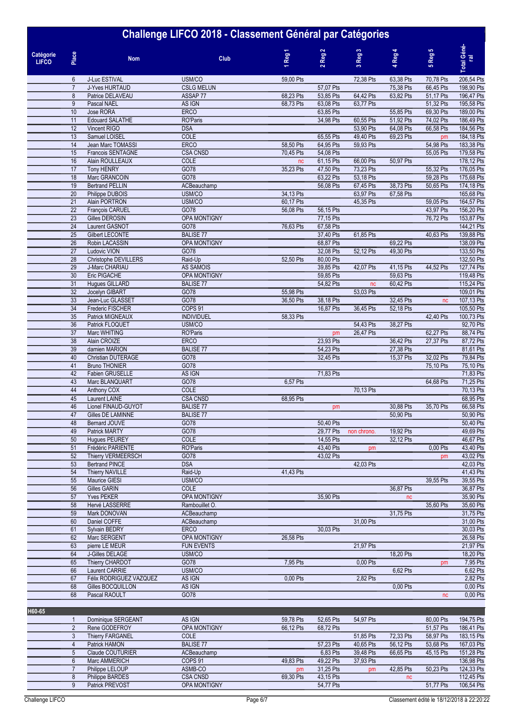# Challenge LIFCO 2018 - Classement Général par Catégories

| Catégorie LIFCO | Place | Nom | Club | 1 Reg 1 | 2 Reg 2 | 3 Reg 3 | 4 Reg 4 | 5 Reg 5 | Total Général |
|---|---|---|---|---|---|---|---|---|---|
| | 6 | J-Luc ESTIVAL | USM/CO | 59,00 Pts | | 72,38 Pts | 63,38 Pts | 70,78 Pts | 206,54 Pts |
| | 7 | J-Yves HURTAUD | CSLG MELUN | | 57,07 Pts | | 75,38 Pts | 66,45 Pts | 198,90 Pts |
| | 8 | Patrice DELAVEAU | ASSAP 77 | 68,23 Pts | 53,85 Pts | 64,42 Pts | 63,82 Pts | 51,17 Pts | 196,47 Pts |
| | 9 | Pascal NAEL | AS IGN | 68,73 Pts | 63,08 Pts | 63,77 Pts | | 51,32 Pts | 195,58 Pts |
| | 10 | Jose RORA | ERCO | | 63,85 Pts | | 55,85 Pts | 69,30 Pts | 189,00 Pts |
| | 11 | Edouard SALATHE | RO'Paris | | 34,98 Pts | 60,55 Pts | 51,92 Pts | 74,02 Pts | 186,49 Pts |
| | 12 | Vincent RIGO | DSA | | | 53,90 Pts | 64,08 Pts | 66,58 Pts | 184,56 Pts |
| | 13 | Samuel LOISEL | COLE | | 65,55 Pts | 49,40 Pts | 69,23 Pts | pm | 184,18 Pts |
| | 14 | Jean Marc TOMASSI | ERCO | 58,50 Pts | 64,95 Pts | 59,93 Pts | | 54,98 Pts | 183,38 Pts |
| | 15 | Francois SENTAGNE | CSA CNSD | 70,45 Pts | 54,08 Pts | | | 55,05 Pts | 179,58 Pts |
| | 16 | Alain ROULLEAUX | COLE | nc | 61,15 Pts | 66,00 Pts | 50,97 Pts | | 178,12 Pts |
| | 17 | Tony HENRY | GO78 | 35,23 Pts | 47,50 Pts | 73,23 Pts | | 55,32 Pts | 176,05 Pts |
| | 18 | Marc GRANCOIN | GO78 | | 63,22 Pts | 53,18 Pts | | 59,28 Pts | 175,68 Pts |
| | 19 | Bertrand PELLIN | ACBeauchamp | | 56,08 Pts | 67,45 Pts | 38,73 Pts | 50,65 Pts | 174,18 Pts |
| | 20 | Philippe DUBOIS | USM/CO | 34,13 Pts | | 63,97 Pts | 67,58 Pts | | 165,68 Pts |
| | 21 | Alain PORTRON | USM/CO | 60,17 Pts | | 45,35 Pts | | 59,05 Pts | 164,57 Pts |
| | 22 | François CARUEL | GO78 | 56,08 Pts | 56,15 Pts | | | 43,97 Pts | 156,20 Pts |
| | 23 | Gilles DEROSIN | OPA MONTIGNY | | 77,15 Pts | | | 76,72 Pts | 153,87 Pts |
| | 24 | Laurent GASNOT | GO78 | 76,63 Pts | 67,58 Pts | | | | 144,21 Pts |
| | 25 | Gilbert LECONTE | BALISE 77 | | 37,40 Pts | 61,85 Pts | | 40,63 Pts | 139,88 Pts |
| | 26 | Robin LACASSIN | OPA MONTIGNY | | 68,87 Pts | | 69,22 Pts | | 138,09 Pts |
| | 27 | Ludovic VION | GO78 | | 32,08 Pts | 52,12 Pts | 49,30 Pts | | 133,50 Pts |
| | 28 | Christophe DEVILLERS | Raid-Up | 52,50 Pts | 80,00 Pts | | | | 132,50 Pts |
| | 29 | J-Marc CHARIAU | AS SAMOIS | | 39,85 Pts | 42,07 Pts | 41,15 Pts | 44,52 Pts | 127,74 Pts |
| | 30 | Eric PIGACHE | OPA MONTIGNY | | 59,85 Pts | | 59,63 Pts | | 119,48 Pts |
| | 31 | Hugues GILLARD | BALISE 77 | | 54,82 Pts | nc | 60,42 Pts | | 115,24 Pts |
| | 32 | Jocelyn GIBART | GO78 | 55,98 Pts | | 53,03 Pts | | | 109,01 Pts |
| | 33 | Jean-Luc GLASSET | GO78 | 36,50 Pts | 38,18 Pts | | 32,45 Pts | nc | 107,13 Pts |
| | 34 | Frederic FISCHER | COPS 91 | | 16,87 Pts | 36,45 Pts | 52,18 Pts | | 105,50 Pts |
| | 35 | Patrick MIGNEAUX | INDIVIDUEL | 58,33 Pts | | | | 42,40 Pts | 100,73 Pts |
| | 36 | Patrick FLOQUET | USM/CO | | | 54,43 Pts | 38,27 Pts | | 92,70 Pts |
| | 37 | Marc WHITING | RO'Paris | | pm | 26,47 Pts | | 62,27 Pts | 88,74 Pts |
| | 38 | Alain CROIZE | ERCO | | 23,93 Pts | | 36,42 Pts | 27,37 Pts | 87,72 Pts |
| | 39 | damien MARION | BALISE 77 | | 54,23 Pts | | 27,38 Pts | | 81,61 Pts |
| | 40 | Christian DUTERAGE | GO78 | | 32,45 Pts | | 15,37 Pts | 32,02 Pts | 79,84 Pts |
| | 41 | Bruno THONIER | GO78 | | | | | 75,10 Pts | 75,10 Pts |
| | 42 | Fabien GRUSELLE | AS IGN | | 71,83 Pts | | | | 71,83 Pts |
| | 43 | Marc BLANQUART | GO78 | 6,57 Pts | | | | 64,68 Pts | 71,25 Pts |
| | 44 | Anthony COX | COLE | | | 70,13 Pts | | | 70,13 Pts |
| | 45 | Laurent LAINE | CSA CNSD | 68,95 Pts | | | | | 68,95 Pts |
| | 46 | Lionel FINAUD-GUYOT | BALISE 77 | | pm | | 30,88 Pts | 35,70 Pts | 66,58 Pts |
| | 47 | Gilles DE LAMINNE | BALISE 77 | | | | 50,90 Pts | | 50,90 Pts |
| | 48 | Bernard JOUVE | GO78 | | 50,40 Pts | | | | 50,40 Pts |
| | 49 | Patrick MARTY | GO78 | | 29,77 Pts | non chrono. | 19,92 Pts | | 49,69 Pts |
| | 50 | Hugues PEUREY | COLE | | 14,55 Pts | | 32,12 Pts | | 46,67 Pts |
| | 51 | Frédéric PARIENTE | RO'Paris | | 43,40 Pts | pm | | 0,00 Pts | 43,40 Pts |
| | 52 | Thierry VERMEERSCH | GO78 | | 43,02 Pts | | | pm | 43,02 Pts |
| | 53 | Bertrand PINCE | DSA | | | 42,03 Pts | | | 42,03 Pts |
| | 54 | Thierry NAVILLE | Raid-Up | 41,43 Pts | | | | | 41,43 Pts |
| | 55 | Maurice GIESI | USM/CO | | | | | 39,55 Pts | 39,55 Pts |
| | 56 | Gilles GARIN | COLE | | | | 36,87 Pts | | 36,87 Pts |
| | 57 | Yves PEKER | OPA MONTIGNY | | 35,90 Pts | | nc | | 35,90 Pts |
| | 58 | Hervé LASSERRE | Rambouillet O. | | | | | 35,60 Pts | 35,60 Pts |
| | 59 | Mark DONOVAN | ACBeauchamp | | | | 31,75 Pts | | 31,75 Pts |
| | 60 | Daniel COFFE | ACBeauchamp | | | 31,00 Pts | | | 31,00 Pts |
| | 61 | Sylvain BEDRY | ERCO | | 30,03 Pts | | | | 30,03 Pts |
| | 62 | Marc SERGENT | OPA MONTIGNY | 26,58 Pts | | | | | 26,58 Pts |
| | 63 | pierre LE MEUR | FUN EVENTS | | | 21,97 Pts | | | 21,97 Pts |
| | 64 | J-Gilles DELAGE | USM/CO | | | | 18,20 Pts | | 18,20 Pts |
| | 65 | Thierry CHARDOT | GO78 | 7,95 Pts | | 0,00 Pts | | pm | 7,95 Pts |
| | 66 | Laurent CARRIE | USM/CO | | | | 6,62 Pts | | 6,62 Pts |
| | 67 | Félix RODRIGUEZ VAZQUEZ | AS IGN | 0,00 Pts | | 2,82 Pts | | | 2,82 Pts |
| | 68 | Gilles BOCQUILLON | AS IGN | | | | 0,00 Pts | | 0,00 Pts |
| | 68 | Pascal RAOULT | GO78 | | | | | nc | 0,00 Pts |
| **H60-65** | | | | | | | | | |
| | 1 | Dominique SERGEANT | AS IGN | 59,78 Pts | 52,65 Pts | 54,97 Pts | | 80,00 Pts | 194,75 Pts |
| | 2 | Rene GODEFROY | OPA MONTIGNY | 66,12 Pts | 68,72 Pts | | | 51,57 Pts | 186,41 Pts |
| | 3 | Thierry FARGANEL | COLE | | | 51,85 Pts | 72,33 Pts | 58,97 Pts | 183,15 Pts |
| | 4 | Patrick HAMON | BALISE 77 | | 57,23 Pts | 40,65 Pts | 56,12 Pts | 53,68 Pts | 167,03 Pts |
| | 5 | Claude COUTURIER | ACBeauchamp | | 6,83 Pts | 39,48 Pts | 66,65 Pts | 45,15 Pts | 151,28 Pts |
| | 6 | Marc AMMERICH | COPS 91 | 49,83 Pts | 49,22 Pts | 37,93 Pts | | | 136,98 Pts |
| | 7 | Philippe LELOUP | ASMB-CO | pm | 31,25 Pts | pm | 42,85 Pts | 50,23 Pts | 124,33 Pts |
| | 8 | Philippe BARDES | CSA CNSD | 69,30 Pts | 43,15 Pts | | nc | | 112,45 Pts |
| | 9 | Patrick PREVOST | OPA MONTIGNY | | 54,77 Pts | | | 51,77 Pts | 106,54 Pts |

Classement édité le 18/12/2018 à 22:20:22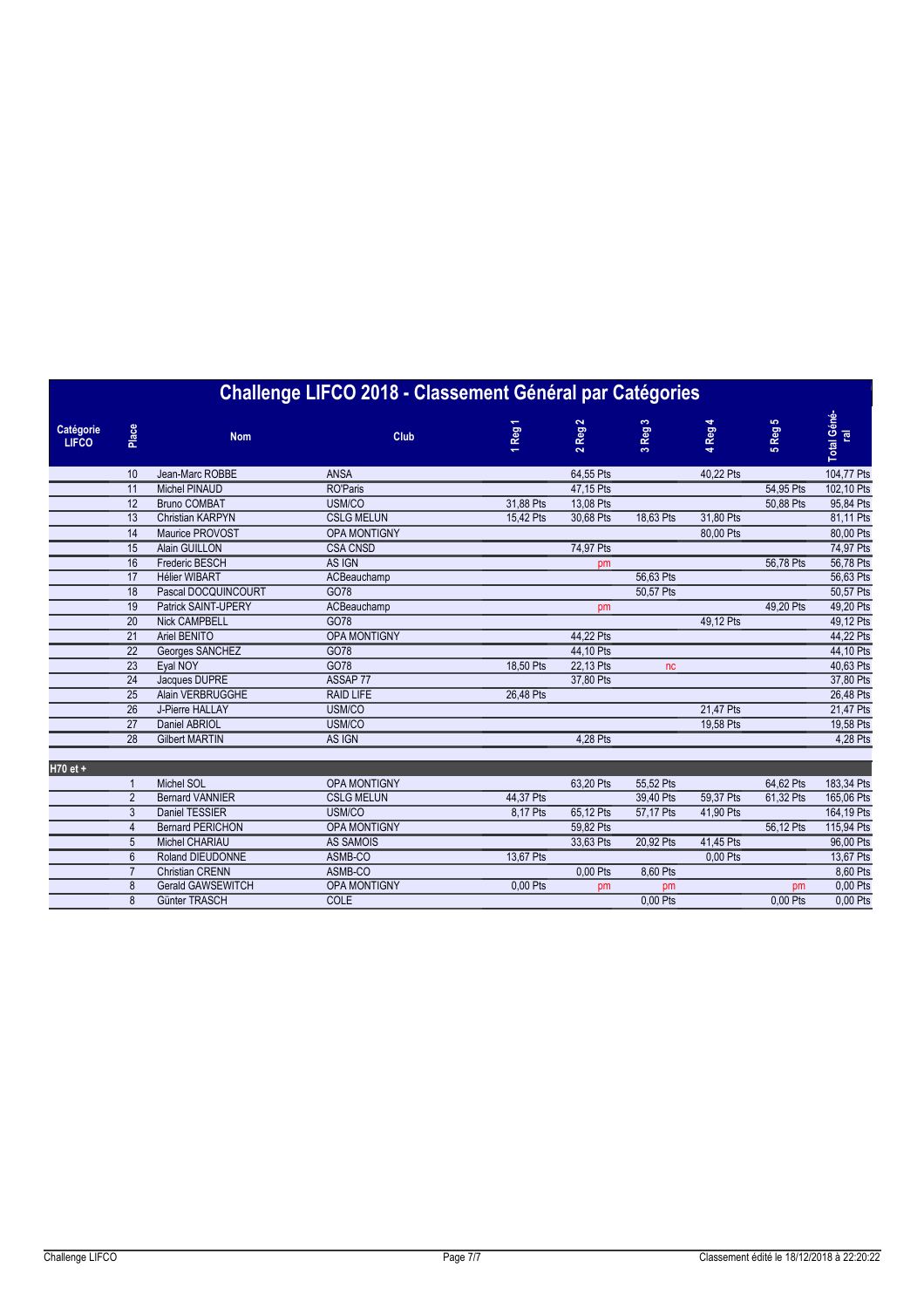# Challenge LIFCO 2018 - Classement Général par Catégories

| Catégorie LIFCO | Place | Nom | Club | 1 Reg 1 | 2 Reg 2 | 3 Reg 3 | 4 Reg 4 | 5 Reg 5 | Total Général |
|---|---|---|---|---|---|---|---|---|---|
| | 10 | Jean-Marc ROBBE | ANSA | | 64,55 Pts | | 40,22 Pts | | 104,77 Pts |
| | 11 | Michel PINAUD | RO'Paris | | 47,15 Pts | | | 54,95 Pts | 102,10 Pts |
| | 12 | Bruno COMBAT | USM/CO | 31,88 Pts | 13,08 Pts | | | 50,88 Pts | 95,84 Pts |
| | 13 | Christian KARPYN | CSLG MELUN | 15,42 Pts | 30,68 Pts | 18,63 Pts | 31,80 Pts | | 81,11 Pts |
| | 14 | Maurice PROVOST | OPA MONTIGNY | | | | 80,00 Pts | | 80,00 Pts |
| | 15 | Alain GUILLON | CSA CNSD | | 74,97 Pts | | | | 74,97 Pts |
| | 16 | Frederic BESCH | AS IGN | | pm | | | 56,78 Pts | 56,78 Pts |
| | 17 | Hélier WIBART | ACBeauchamp | | | 56,63 Pts | | | 56,63 Pts |
| | 18 | Pascal DOCQUINCOURT | GO78 | | | 50,57 Pts | | | 50,57 Pts |
| | 19 | Patrick SAINT-UPERY | ACBeauchamp | | pm | | | 49,20 Pts | 49,20 Pts |
| | 20 | Nick CAMPBELL | GO78 | | | | 49,12 Pts | | 49,12 Pts |
| | 21 | Ariel BENITO | OPA MONTIGNY | | 44,22 Pts | | | | 44,22 Pts |
| | 22 | Georges SANCHEZ | GO78 | | 44,10 Pts | | | | 44,10 Pts |
| | 23 | Eyal NOY | GO78 | 18,50 Pts | 22,13 Pts | nc | | | 40,63 Pts |
| | 24 | Jacques DUPRE | ASSAP 77 | | 37,80 Pts | | | | 37,80 Pts |
| | 25 | Alain VERBRUGGHE | RAID LIFE | 26,48 Pts | | | | | 26,48 Pts |
| | 26 | J-Pierre HALLAY | USM/CO | | | | 21,47 Pts | | 21,47 Pts |
| | 27 | Daniel ABRIOL | USM/CO | | | | 19,58 Pts | | 19,58 Pts |
| | 28 | Gilbert MARTIN | AS IGN | | 4,28 Pts | | | | 4,28 Pts |
| **H70 et +** | | | | | | | | | |
| | 1 | Michel SOL | OPA MONTIGNY | | 63,20 Pts | 55,52 Pts | | 64,62 Pts | 183,34 Pts |
| | 2 | Bernard VANNIER | CSLG MELUN | 44,37 Pts | | 39,40 Pts | 59,37 Pts | 61,32 Pts | 165,06 Pts |
| | 3 | Daniel TESSIER | USM/CO | 8,17 Pts | 65,12 Pts | 57,17 Pts | 41,90 Pts | | 164,19 Pts |
| | 4 | Bernard PERICHON | OPA MONTIGNY | | 59,82 Pts | | | 56,12 Pts | 115,94 Pts |
| | 5 | Michel CHARIAU | AS SAMOIS | | 33,63 Pts | 20,92 Pts | 41,45 Pts | | 96,00 Pts |
| | 6 | Roland DIEUDONNE | ASMB-CO | 13,67 Pts | | | 0,00 Pts | | 13,67 Pts |
| | 7 | Christian CRENN | ASMB-CO | | 0,00 Pts | 8,60 Pts | | | 8,60 Pts |
| | 8 | Gerald GAWSEWITCH | OPA MONTIGNY | 0,00 Pts | pm | pm | | pm | 0,00 Pts |
| | 8 | Günter TRASCH | COLE | | | 0,00 Pts | | 0,00 Pts | 0,00 Pts |

Challenge LIFCO — Classement édité le 18/12/2018 à 22:20:22